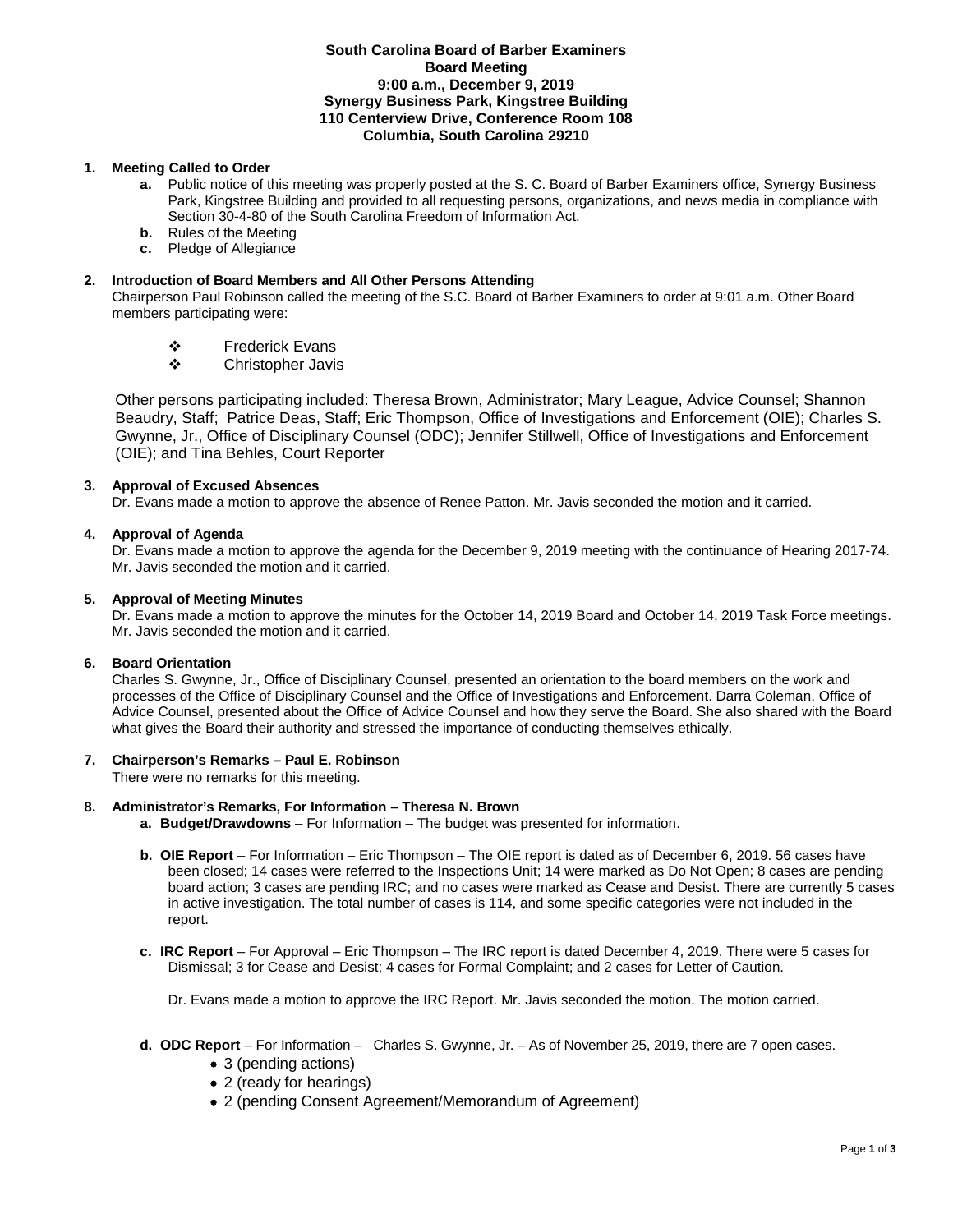**South Carolina Board of Barber Examiners**
**Board Meeting**
**9:00 a.m., December 9, 2019**
**Synergy Business Park, Kingstree Building**
**110 Centerview Drive, Conference Room 108**
**Columbia, South Carolina 29210**

**1. Meeting Called to Order**

- **a.** Public notice of this meeting was properly posted at the S. C. Board of Barber Examiners office, Synergy Business Park, Kingstree Building and provided to all requesting persons, organizations, and news media in compliance with Section 30-4-80 of the South Carolina Freedom of Information Act.
- **b.** Rules of the Meeting
- **c.** Pledge of Allegiance

**2. Introduction of Board Members and All Other Persons Attending**

Chairperson Paul Robinson called the meeting of the S.C. Board of Barber Examiners to order at 9:01 a.m. Other Board members participating were:

- Frederick Evans
- Christopher Javis

Other persons participating included: Theresa Brown, Administrator; Mary League, Advice Counsel; Shannon Beaudry, Staff; Patrice Deas, Staff; Eric Thompson, Office of Investigations and Enforcement (OIE); Charles S. Gwynne, Jr., Office of Disciplinary Counsel (ODC); Jennifer Stillwell, Office of Investigations and Enforcement (OIE); and Tina Behles, Court Reporter

**3. Approval of Excused Absences**

Dr. Evans made a motion to approve the absence of Renee Patton. Mr. Javis seconded the motion and it carried.

**4. Approval of Agenda**

Dr. Evans made a motion to approve the agenda for the December 9, 2019 meeting with the continuance of Hearing 2017-74. Mr. Javis seconded the motion and it carried.

**5. Approval of Meeting Minutes**

Dr. Evans made a motion to approve the minutes for the October 14, 2019 Board and October 14, 2019 Task Force meetings. Mr. Javis seconded the motion and it carried.

**6. Board Orientation**

Charles S. Gwynne, Jr., Office of Disciplinary Counsel, presented an orientation to the board members on the work and processes of the Office of Disciplinary Counsel and the Office of Investigations and Enforcement. Darra Coleman, Office of Advice Counsel, presented about the Office of Advice Counsel and how they serve the Board. She also shared with the Board what gives the Board their authority and stressed the importance of conducting themselves ethically.

**7. Chairperson's Remarks – Paul E. Robinson**

There were no remarks for this meeting.

**8. Administrator's Remarks, For Information – Theresa N. Brown**

- **a. Budget/Drawdowns** – For Information – The budget was presented for information.
- **b. OIE Report** – For Information – Eric Thompson – The OIE report is dated as of December 6, 2019. 56 cases have been closed; 14 cases were referred to the Inspections Unit; 14 were marked as Do Not Open; 8 cases are pending board action; 3 cases are pending IRC; and no cases were marked as Cease and Desist. There are currently 5 cases in active investigation. The total number of cases is 114, and some specific categories were not included in the report.
- **c. IRC Report** – For Approval – Eric Thompson – The IRC report is dated December 4, 2019. There were 5 cases for Dismissal; 3 for Cease and Desist; 4 cases for Formal Complaint; and 2 cases for Letter of Caution.

  Dr. Evans made a motion to approve the IRC Report. Mr. Javis seconded the motion. The motion carried.

- **d. ODC Report** – For Information – Charles S. Gwynne, Jr. – As of November 25, 2019, there are 7 open cases.
  - 3 (pending actions)
  - 2 (ready for hearings)
  - 2 (pending Consent Agreement/Memorandum of Agreement)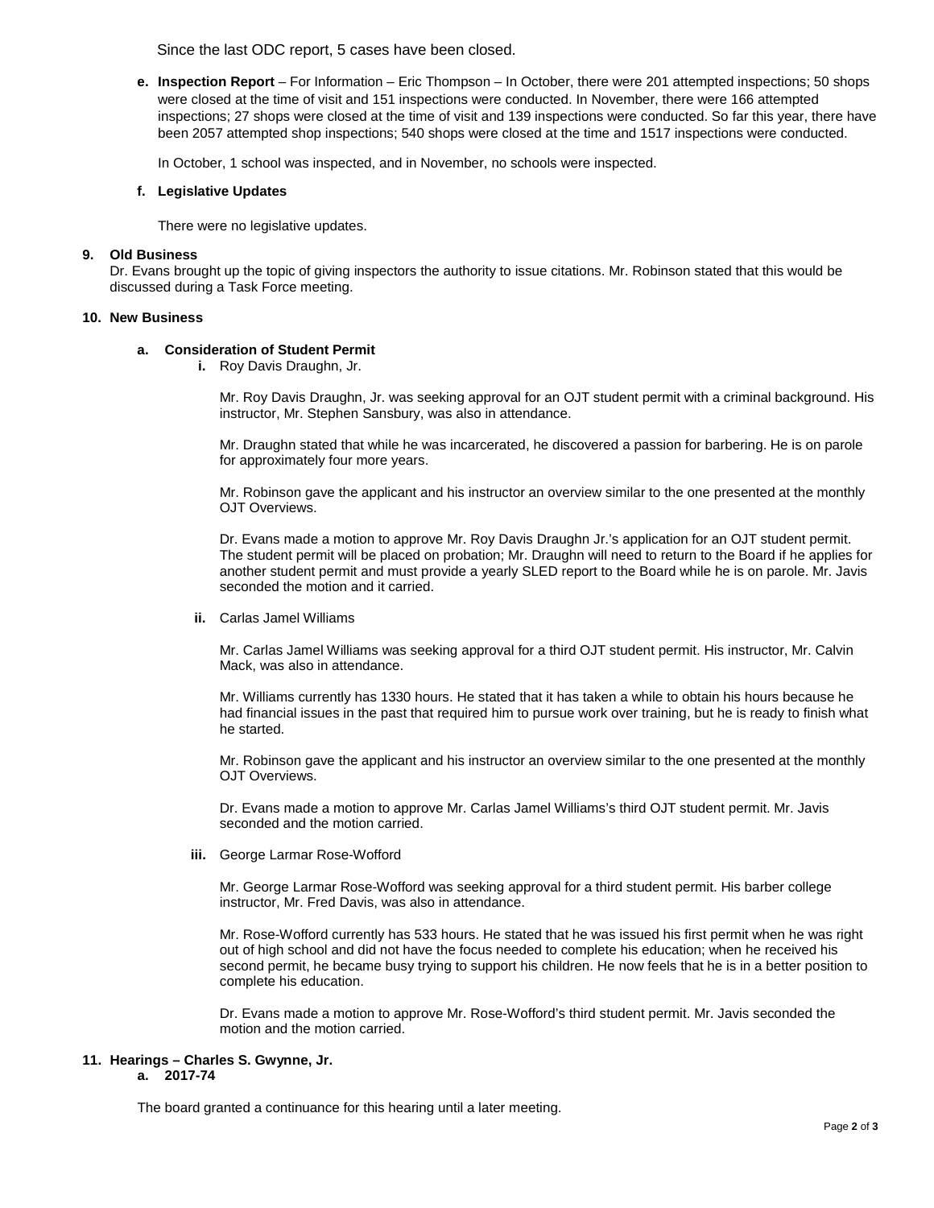Since the last ODC report, 5 cases have been closed.

**e. Inspection Report** – For Information – Eric Thompson – In October, there were 201 attempted inspections; 50 shops were closed at the time of visit and 151 inspections were conducted. In November, there were 166 attempted inspections; 27 shops were closed at the time of visit and 139 inspections were conducted. So far this year, there have been 2057 attempted shop inspections; 540 shops were closed at the time and 1517 inspections were conducted.

In October, 1 school was inspected, and in November, no schools were inspected.

**f. Legislative Updates**

There were no legislative updates.

**9. Old Business**

Dr. Evans brought up the topic of giving inspectors the authority to issue citations. Mr. Robinson stated that this would be discussed during a Task Force meeting.

**10. New Business**

**a. Consideration of Student Permit**

**i.** Roy Davis Draughn, Jr.

Mr. Roy Davis Draughn, Jr. was seeking approval for an OJT student permit with a criminal background. His instructor, Mr. Stephen Sansbury, was also in attendance.

Mr. Draughn stated that while he was incarcerated, he discovered a passion for barbering. He is on parole for approximately four more years.

Mr. Robinson gave the applicant and his instructor an overview similar to the one presented at the monthly OJT Overviews.

Dr. Evans made a motion to approve Mr. Roy Davis Draughn Jr.'s application for an OJT student permit. The student permit will be placed on probation; Mr. Draughn will need to return to the Board if he applies for another student permit and must provide a yearly SLED report to the Board while he is on parole. Mr. Javis seconded the motion and it carried.

**ii.** Carlas Jamel Williams

Mr. Carlas Jamel Williams was seeking approval for a third OJT student permit. His instructor, Mr. Calvin Mack, was also in attendance.

Mr. Williams currently has 1330 hours. He stated that it has taken a while to obtain his hours because he had financial issues in the past that required him to pursue work over training, but he is ready to finish what he started.

Mr. Robinson gave the applicant and his instructor an overview similar to the one presented at the monthly OJT Overviews.

Dr. Evans made a motion to approve Mr. Carlas Jamel Williams's third OJT student permit. Mr. Javis seconded and the motion carried.

**iii.** George Larmar Rose-Wofford

Mr. George Larmar Rose-Wofford was seeking approval for a third student permit. His barber college instructor, Mr. Fred Davis, was also in attendance.

Mr. Rose-Wofford currently has 533 hours. He stated that he was issued his first permit when he was right out of high school and did not have the focus needed to complete his education; when he received his second permit, he became busy trying to support his children. He now feels that he is in a better position to complete his education.

Dr. Evans made a motion to approve Mr. Rose-Wofford's third student permit. Mr. Javis seconded the motion and the motion carried.

**11. Hearings – Charles S. Gwynne, Jr.**

**a. 2017-74**

The board granted a continuance for this hearing until a later meeting.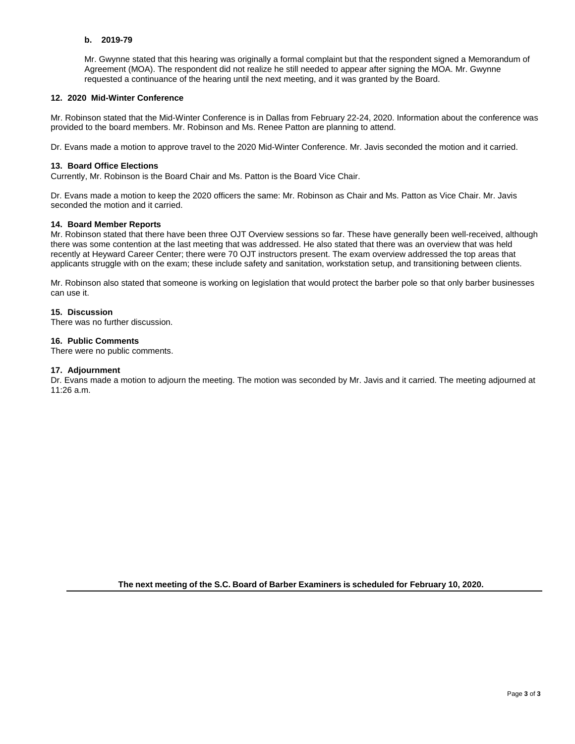**b. 2019-79**

Mr. Gwynne stated that this hearing was originally a formal complaint but that the respondent signed a Memorandum of Agreement (MOA). The respondent did not realize he still needed to appear after signing the MOA. Mr. Gwynne requested a continuance of the hearing until the next meeting, and it was granted by the Board.

**12. 2020 Mid-Winter Conference**

Mr. Robinson stated that the Mid-Winter Conference is in Dallas from February 22-24, 2020. Information about the conference was provided to the board members. Mr. Robinson and Ms. Renee Patton are planning to attend.

Dr. Evans made a motion to approve travel to the 2020 Mid-Winter Conference. Mr. Javis seconded the motion and it carried.

**13. Board Office Elections**

Currently, Mr. Robinson is the Board Chair and Ms. Patton is the Board Vice Chair.

Dr. Evans made a motion to keep the 2020 officers the same: Mr. Robinson as Chair and Ms. Patton as Vice Chair. Mr. Javis seconded the motion and it carried.

**14. Board Member Reports**

Mr. Robinson stated that there have been three OJT Overview sessions so far. These have generally been well-received, although there was some contention at the last meeting that was addressed. He also stated that there was an overview that was held recently at Heyward Career Center; there were 70 OJT instructors present. The exam overview addressed the top areas that applicants struggle with on the exam; these include safety and sanitation, workstation setup, and transitioning between clients.

Mr. Robinson also stated that someone is working on legislation that would protect the barber pole so that only barber businesses can use it.

**15. Discussion**

There was no further discussion.

**16. Public Comments**

There were no public comments.

**17. Adjournment**

Dr. Evans made a motion to adjourn the meeting. The motion was seconded by Mr. Javis and it carried. The meeting adjourned at 11:26 a.m.

**The next meeting of the S.C. Board of Barber Examiners is scheduled for February 10, 2020.**